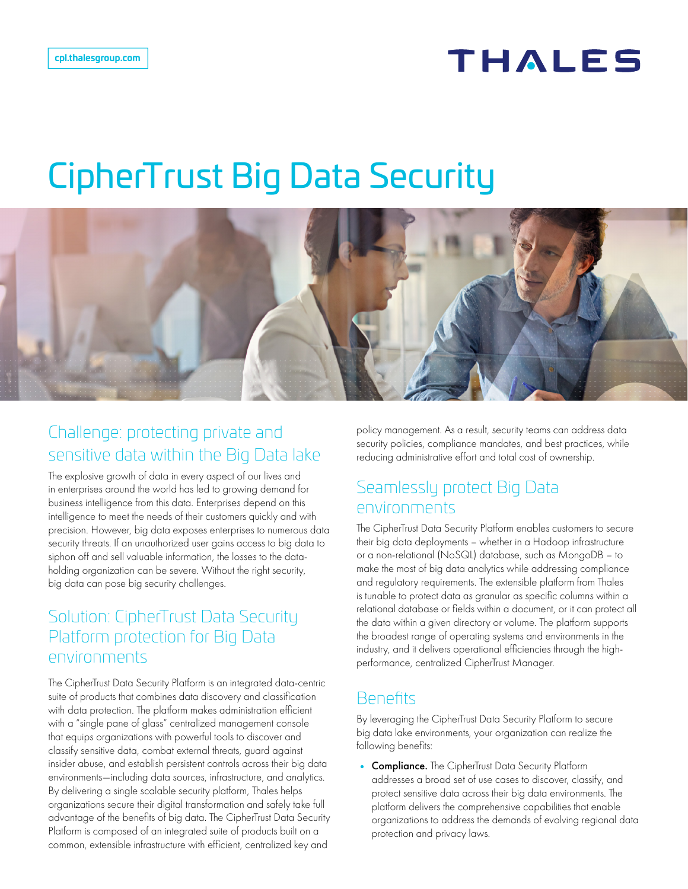cpl.thalesgroup.com

# CipherTrust Big Data Security

## Challenge: protecting private and sensitive data within the Big Data lake

The explosive growth of data in every aspect of our lives and in enterprises around the world has led to growing demand for business intelligence from this data. Enterprises depend on this intelligence to meet the needs of their customers quickly and with precision. However, big data exposes enterprises to numerous data security threats. If an unauthorized user gains access to big data to siphon off and sell valuable information, the losses to the data-holding organization can be severe. Without the right security, big data can pose big security challenges.

## Solution: CipherTrust Data Security Platform protection for Big Data environments

The CipherTrust Data Security Platform is an integrated data-centric suite of products that combines data discovery and classification with data protection. The platform makes administration efficient with a "single pane of glass" centralized management console that equips organizations with powerful tools to discover and classify sensitive data, combat external threats, guard against insider abuse, and establish persistent controls across their big data environments—including data sources, infrastructure, and analytics. By delivering a single scalable security platform, Thales helps organizations secure their digital transformation and safely take full advantage of the benefits of big data. The CipherTrust Data Security Platform is composed of an integrated suite of products built on a common, extensible infrastructure with efficient, centralized key and policy management. As a result, security teams can address data security policies, compliance mandates, and best practices, while reducing administrative effort and total cost of ownership.

## Seamlessly protect Big Data environments

The CipherTrust Data Security Platform enables customers to secure their big data deployments – whether in a Hadoop infrastructure or a non-relational (NoSQL) database, such as MongoDB – to make the most of big data analytics while addressing compliance and regulatory requirements. The extensible platform from Thales is tunable to protect data as granular as specific columns within a relational database or fields within a document, or it can protect all the data within a given directory or volume. The platform supports the broadest range of operating systems and environments in the industry, and it delivers operational efficiencies through the high-performance, centralized CipherTrust Manager.

## Benefits

By leveraging the CipherTrust Data Security Platform to secure big data lake environments, your organization can realize the following benefits:

- **Compliance.** The CipherTrust Data Security Platform addresses a broad set of use cases to discover, classify, and protect sensitive data across their big data environments. The platform delivers the comprehensive capabilities that enable organizations to address the demands of evolving regional data protection and privacy laws.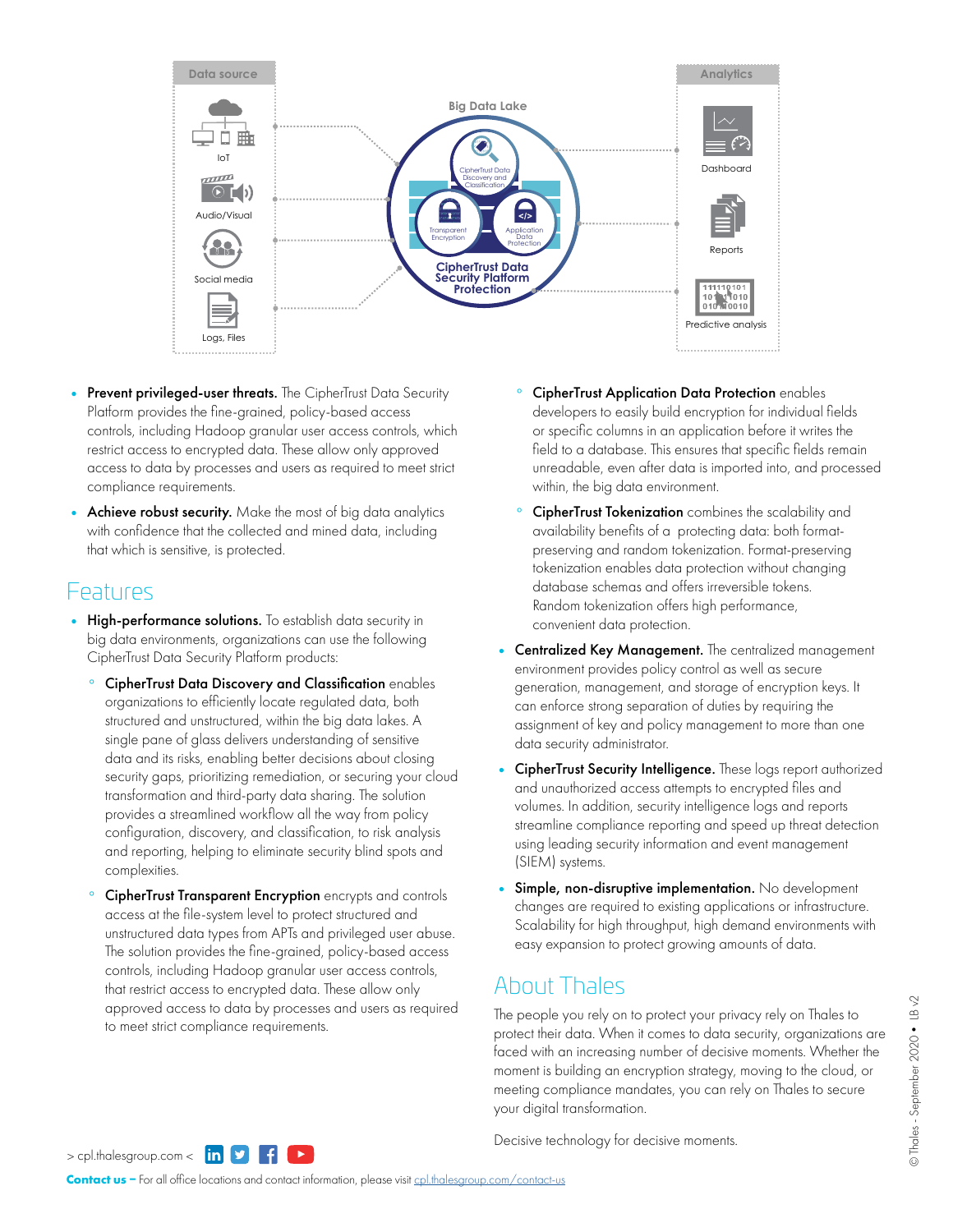Data source

IoT

Audio/Visual

Social media

Logs, Files

Big Data Lake

CipherTrust Data Discovery and Classification

Transparent Encryption

Application Data Protection

CipherTrust Data Security Platform Protection

Analytics

Dashboard

Reports

Predictive analysis

- **Prevent privileged-user threats.** The CipherTrust Data Security Platform provides the fine-grained, policy-based access controls, including Hadoop granular user access controls, which restrict access to encrypted data. These allow only approved access to data by processes and users as required to meet strict compliance requirements.
- **Achieve robust security.** Make the most of big data analytics with confidence that the collected and mined data, including that which is sensitive, is protected.

## Features

- **High-performance solutions.** To establish data security in big data environments, organizations can use the following CipherTrust Data Security Platform products:
  - **CipherTrust Data Discovery and Classification** enables organizations to efficiently locate regulated data, both structured and unstructured, within the big data lakes. A single pane of glass delivers understanding of sensitive data and its risks, enabling better decisions about closing security gaps, prioritizing remediation, or securing your cloud transformation and third-party data sharing. The solution provides a streamlined workflow all the way from policy configuration, discovery, and classification, to risk analysis and reporting, helping to eliminate security blind spots and complexities.
  - **CipherTrust Transparent Encryption** encrypts and controls access at the file-system level to protect structured and unstructured data types from APTs and privileged user abuse. The solution provides the fine-grained, policy-based access controls, including Hadoop granular user access controls, that restrict access to encrypted data. These allow only approved access to data by processes and users as required to meet strict compliance requirements.
  - **CipherTrust Application Data Protection** enables developers to easily build encryption for individual fields or specific columns in an application before it writes the field to a database. This ensures that specific fields remain unreadable, even after data is imported into, and processed within, the big data environment.
  - **CipherTrust Tokenization** combines the scalability and availability benefits of a protecting data: both format-preserving and random tokenization. Format-preserving tokenization enables data protection without changing database schemas and offers irreversible tokens. Random tokenization offers high performance, convenient data protection.
- **Centralized Key Management.** The centralized management environment provides policy control as well as secure generation, management, and storage of encryption keys. It can enforce strong separation of duties by requiring the assignment of key and policy management to more than one data security administrator.
- **CipherTrust Security Intelligence.** These logs report authorized and unauthorized access attempts to encrypted files and volumes. In addition, security intelligence logs and reports streamline compliance reporting and speed up threat detection using leading security information and event management (SIEM) systems.
- **Simple, non-disruptive implementation.** No development changes are required to existing applications or infrastructure. Scalability for high throughput, high demand environments with easy expansion to protect growing amounts of data.

## About Thales

The people you rely on to protect your privacy rely on Thales to protect their data. When it comes to data security, organizations are faced with an increasing number of decisive moments. Whether the moment is building an encryption strategy, moving to the cloud, or meeting compliance mandates, you can rely on Thales to secure your digital transformation.

Decisive technology for decisive moments.

> cpl.thalesgroup.com <

**Contact us –** For all office locations and contact information, please visit cpl.thalesgroup.com/contact-us

© Thales - September 2020 • LB v2